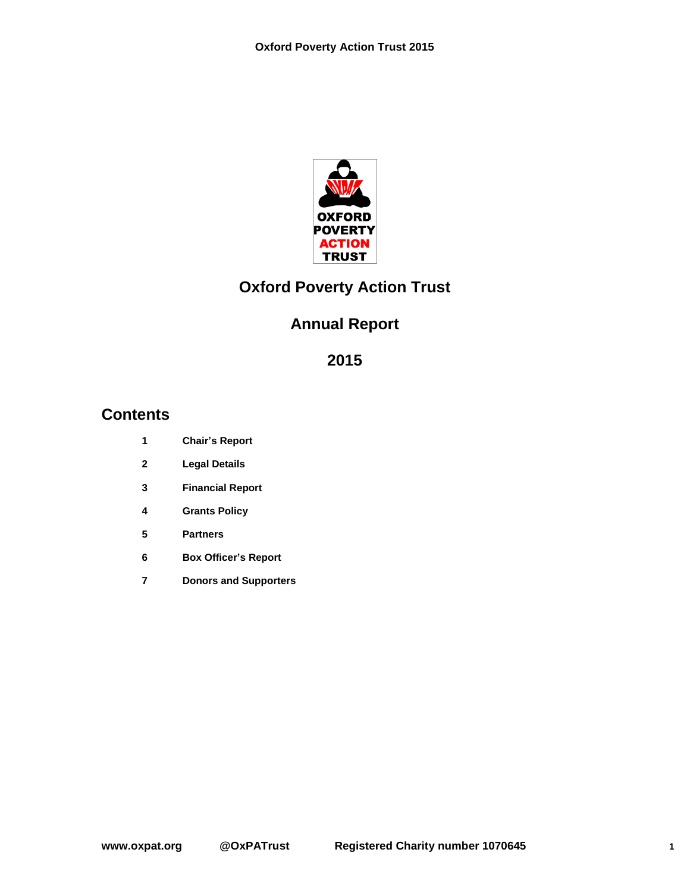# Oxford Poverty Action Trust

## Annual Report

## 2015

## Contents

| | |
|---|---|
| **1** | **Chair's Report** |
| **2** | **Legal Details** |
| **3** | **Financial Report** |
| **4** | **Grants Policy** |
| **5** | **Partners** |
| **6** | **Box Officer's Report** |
| **7** | **Donors and Supporters** |

**www.oxpat.org** **@OxPATrust** **Registered Charity number 1070645**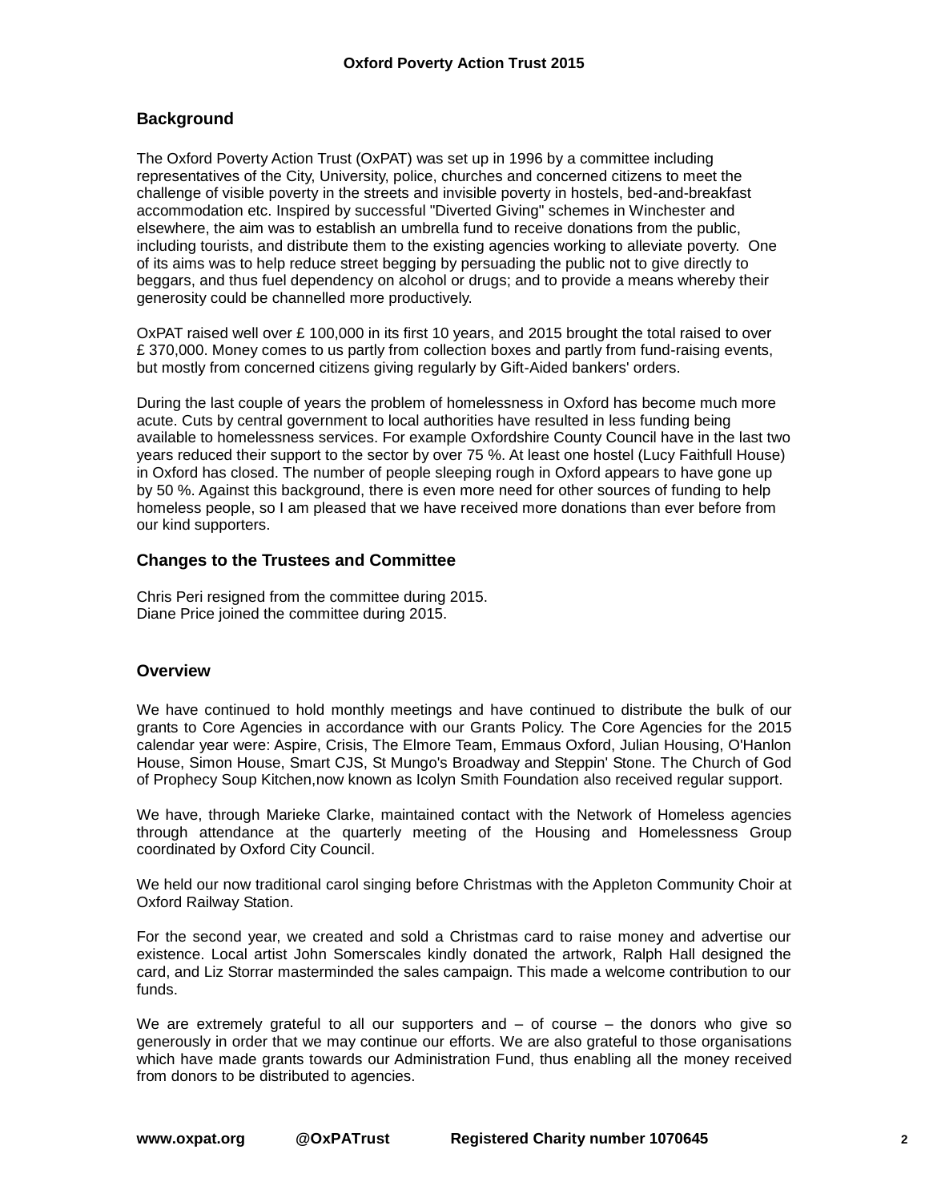## Background

The Oxford Poverty Action Trust (OxPAT) was set up in 1996 by a committee including representatives of the City, University, police, churches and concerned citizens to meet the challenge of visible poverty in the streets and invisible poverty in hostels, bed-and-breakfast accommodation etc. Inspired by successful "Diverted Giving" schemes in Winchester and elsewhere, the aim was to establish an umbrella fund to receive donations from the public, including tourists, and distribute them to the existing agencies working to alleviate poverty. One of its aims was to help reduce street begging by persuading the public not to give directly to beggars, and thus fuel dependency on alcohol or drugs; and to provide a means whereby their generosity could be channelled more productively.

OxPAT raised well over £ 100,000 in its first 10 years, and 2015 brought the total raised to over £ 370,000. Money comes to us partly from collection boxes and partly from fund-raising events, but mostly from concerned citizens giving regularly by Gift-Aided bankers' orders.

During the last couple of years the problem of homelessness in Oxford has become much more acute. Cuts by central government to local authorities have resulted in less funding being available to homelessness services. For example Oxfordshire County Council have in the last two years reduced their support to the sector by over 75 %. At least one hostel (Lucy Faithfull House) in Oxford has closed. The number of people sleeping rough in Oxford appears to have gone up by 50 %. Against this background, there is even more need for other sources of funding to help homeless people, so I am pleased that we have received more donations than ever before from our kind supporters.

## Changes to the Trustees and Committee

Chris Peri resigned from the committee during 2015.
Diane Price joined the committee during 2015.

## Overview

We have continued to hold monthly meetings and have continued to distribute the bulk of our grants to Core Agencies in accordance with our Grants Policy. The Core Agencies for the 2015 calendar year were: Aspire, Crisis, The Elmore Team, Emmaus Oxford, Julian Housing, O'Hanlon House, Simon House, Smart CJS, St Mungo's Broadway and Steppin' Stone. The Church of God of Prophecy Soup Kitchen,now known as Icolyn Smith Foundation also received regular support.

We have, through Marieke Clarke, maintained contact with the Network of Homeless agencies through attendance at the quarterly meeting of the Housing and Homelessness Group coordinated by Oxford City Council.

We held our now traditional carol singing before Christmas with the Appleton Community Choir at Oxford Railway Station.

For the second year, we created and sold a Christmas card to raise money and advertise our existence. Local artist John Somerscales kindly donated the artwork, Ralph Hall designed the card, and Liz Storrar masterminded the sales campaign. This made a welcome contribution to our funds.

We are extremely grateful to all our supporters and – of course – the donors who give so generously in order that we may continue our efforts. We are also grateful to those organisations which have made grants towards our Administration Fund, thus enabling all the money received from donors to be distributed to agencies.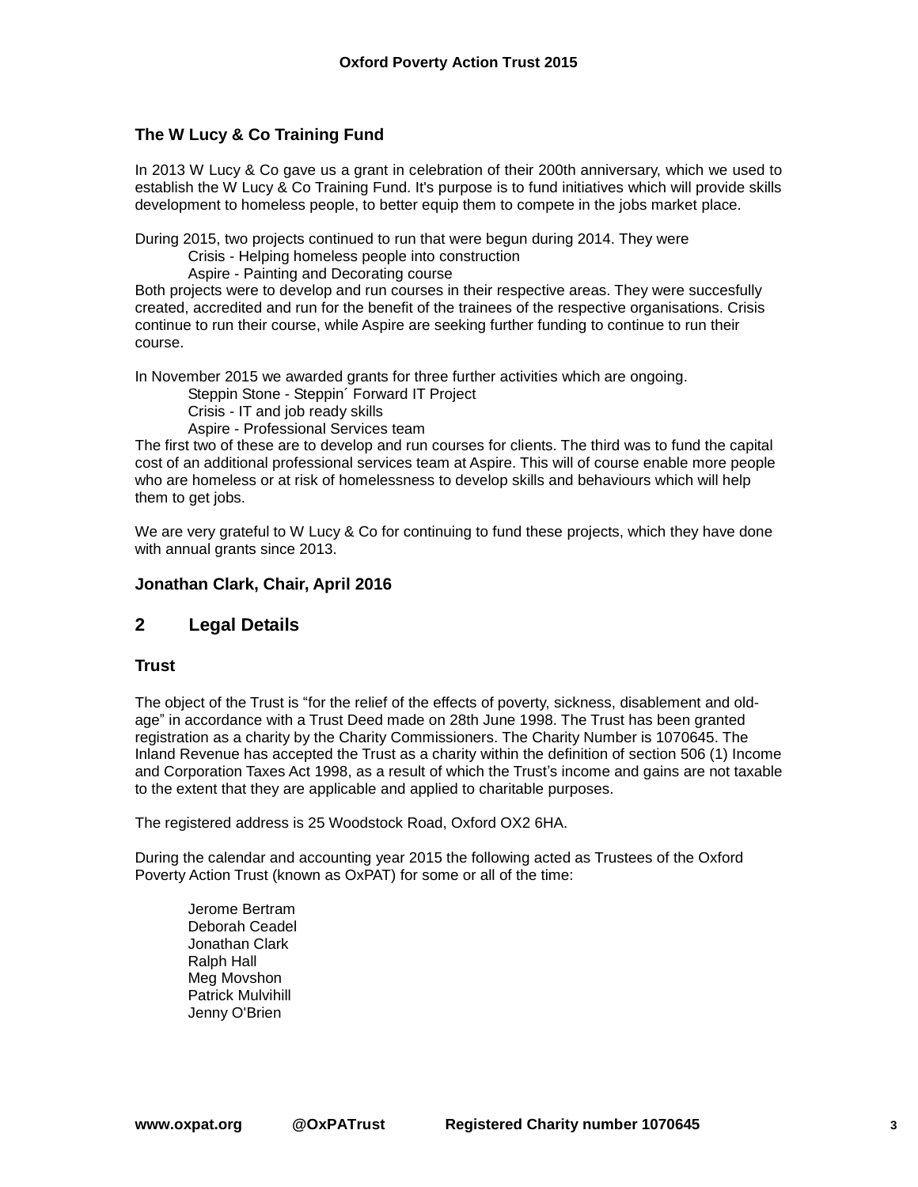### The W Lucy & Co Training Fund

In 2013 W Lucy & Co gave us a grant in celebration of their 200th anniversary, which we used to establish the W Lucy & Co Training Fund. It's purpose is to fund initiatives which will provide skills development to homeless people, to better equip them to compete in the jobs market place.

During 2015, two projects continued to run that were begun during 2014. They were

Crisis - Helping homeless people into construction
Aspire - Painting and Decorating course

Both projects were to develop and run courses in their respective areas. They were succesfully created, accredited and run for the benefit of the trainees of the respective organisations. Crisis continue to run their course, while Aspire are seeking further funding to continue to run their course.

In November 2015 we awarded grants for three further activities which are ongoing.

Steppin Stone - Steppin´ Forward IT Project
Crisis - IT and job ready skills
Aspire - Professional Services team

The first two of these are to develop and run courses for clients. The third was to fund the capital cost of an additional professional services team at Aspire. This will of course enable more people who are homeless or at risk of homelessness to develop skills and behaviours which will help them to get jobs.

We are very grateful to W Lucy & Co for continuing to fund these projects, which they have done with annual grants since 2013.

**Jonathan Clark, Chair, April 2016**

## 2 Legal Details

### Trust

The object of the Trust is “for the relief of the effects of poverty, sickness, disablement and old-age” in accordance with a Trust Deed made on 28th June 1998. The Trust has been granted registration as a charity by the Charity Commissioners. The Charity Number is 1070645. The Inland Revenue has accepted the Trust as a charity within the definition of section 506 (1) Income and Corporation Taxes Act 1998, as a result of which the Trust’s income and gains are not taxable to the extent that they are applicable and applied to charitable purposes.

The registered address is 25 Woodstock Road, Oxford OX2 6HA.

During the calendar and accounting year 2015 the following acted as Trustees of the Oxford Poverty Action Trust (known as OxPAT) for some or all of the time:

Jerome Bertram
Deborah Ceadel
Jonathan Clark
Ralph Hall
Meg Movshon
Patrick Mulvihill
Jenny O’Brien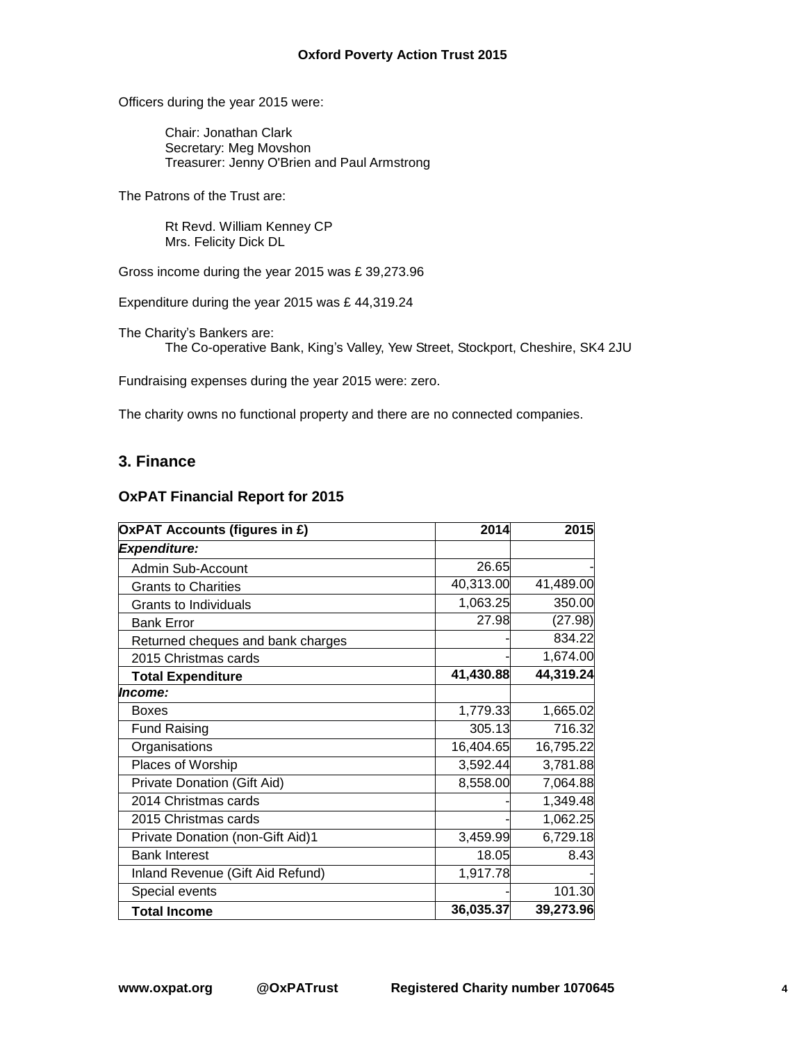Officers during the year 2015 were:

Chair: Jonathan Clark
Secretary: Meg Movshon
Treasurer: Jenny O'Brien and Paul Armstrong

The Patrons of the Trust are:

Rt Revd. William Kenney CP
Mrs. Felicity Dick DL

Gross income during the year 2015 was £ 39,273.96

Expenditure during the year 2015 was £ 44,319.24

The Charity's Bankers are:
The Co-operative Bank, King's Valley, Yew Street, Stockport, Cheshire, SK4 2JU

Fundraising expenses during the year 2015 were: zero.

The charity owns no functional property and there are no connected companies.

## 3. Finance

### OxPAT Financial Report for 2015

| **OxPAT Accounts (figures in £)** | **2014** | **2015** |
|---|---|---|
| ***Expenditure:*** | | |
| Admin Sub-Account | 26.65 | - |
| Grants to Charities | 40,313.00 | 41,489.00 |
| Grants to Individuals | 1,063.25 | 350.00 |
| Bank Error | 27.98 | (27.98) |
| Returned cheques and bank charges | - | 834.22 |
| 2015 Christmas cards | - | 1,674.00 |
| **Total Expenditure** | **41,430.88** | **44,319.24** |
| ***Income:*** | | |
| Boxes | 1,779.33 | 1,665.02 |
| Fund Raising | 305.13 | 716.32 |
| Organisations | 16,404.65 | 16,795.22 |
| Places of Worship | 3,592.44 | 3,781.88 |
| Private Donation (Gift Aid) | 8,558.00 | 7,064.88 |
| 2014 Christmas cards | - | 1,349.48 |
| 2015 Christmas cards | - | 1,062.25 |
| Private Donation (non-Gift Aid)1 | 3,459.99 | 6,729.18 |
| Bank Interest | 18.05 | 8.43 |
| Inland Revenue (Gift Aid Refund) | 1,917.78 | - |
| Special events | - | 101.30 |
| **Total Income** | **36,035.37** | **39,273.96** |

**www.oxpat.org** **@OxPATrust** **Registered Charity number 1070645**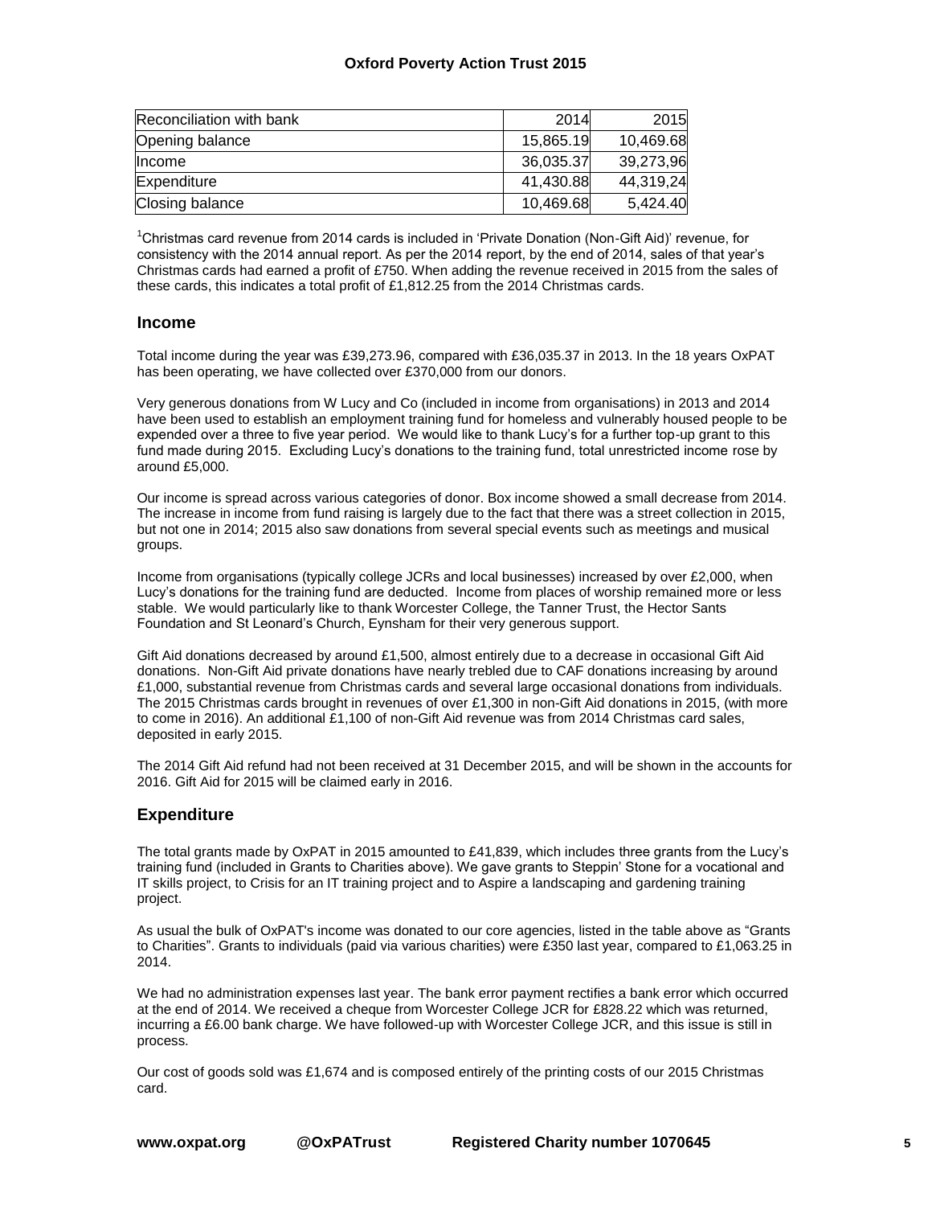| Reconciliation with bank | 2014 | 2015 |
|---|---|---|
| Opening balance | 15,865.19 | 10,469.68 |
| Income | 36,035.37 | 39,273,96 |
| Expenditure | 41,430.88 | 44,319,24 |
| Closing balance | 10,469.68 | 5,424.40 |

[1]Christmas card revenue from 2014 cards is included in 'Private Donation (Non-Gift Aid)' revenue, for consistency with the 2014 annual report. As per the 2014 report, by the end of 2014, sales of that year's Christmas cards had earned a profit of £750. When adding the revenue received in 2015 from the sales of these cards, this indicates a total profit of £1,812.25 from the 2014 Christmas cards.

## Income

Total income during the year was £39,273.96, compared with £36,035.37 in 2013. In the 18 years OxPAT has been operating, we have collected over £370,000 from our donors.

Very generous donations from W Lucy and Co (included in income from organisations) in 2013 and 2014 have been used to establish an employment training fund for homeless and vulnerably housed people to be expended over a three to five year period. We would like to thank Lucy's for a further top-up grant to this fund made during 2015. Excluding Lucy's donations to the training fund, total unrestricted income rose by around £5,000.

Our income is spread across various categories of donor. Box income showed a small decrease from 2014. The increase in income from fund raising is largely due to the fact that there was a street collection in 2015, but not one in 2014; 2015 also saw donations from several special events such as meetings and musical groups.

Income from organisations (typically college JCRs and local businesses) increased by over £2,000, when Lucy's donations for the training fund are deducted. Income from places of worship remained more or less stable. We would particularly like to thank Worcester College, the Tanner Trust, the Hector Sants Foundation and St Leonard's Church, Eynsham for their very generous support.

Gift Aid donations decreased by around £1,500, almost entirely due to a decrease in occasional Gift Aid donations. Non-Gift Aid private donations have nearly trebled due to CAF donations increasing by around £1,000, substantial revenue from Christmas cards and several large occasional donations from individuals. The 2015 Christmas cards brought in revenues of over £1,300 in non-Gift Aid donations in 2015, (with more to come in 2016). An additional £1,100 of non-Gift Aid revenue was from 2014 Christmas card sales, deposited in early 2015.

The 2014 Gift Aid refund had not been received at 31 December 2015, and will be shown in the accounts for 2016. Gift Aid for 2015 will be claimed early in 2016.

## Expenditure

The total grants made by OxPAT in 2015 amounted to £41,839, which includes three grants from the Lucy's training fund (included in Grants to Charities above). We gave grants to Steppin' Stone for a vocational and IT skills project, to Crisis for an IT training project and to Aspire a landscaping and gardening training project.

As usual the bulk of OxPAT's income was donated to our core agencies, listed in the table above as "Grants to Charities". Grants to individuals (paid via various charities) were £350 last year, compared to £1,063.25 in 2014.

We had no administration expenses last year. The bank error payment rectifies a bank error which occurred at the end of 2014. We received a cheque from Worcester College JCR for £828.22 which was returned, incurring a £6.00 bank charge. We have followed-up with Worcester College JCR, and this issue is still in process.

Our cost of goods sold was £1,674 and is composed entirely of the printing costs of our 2015 Christmas card.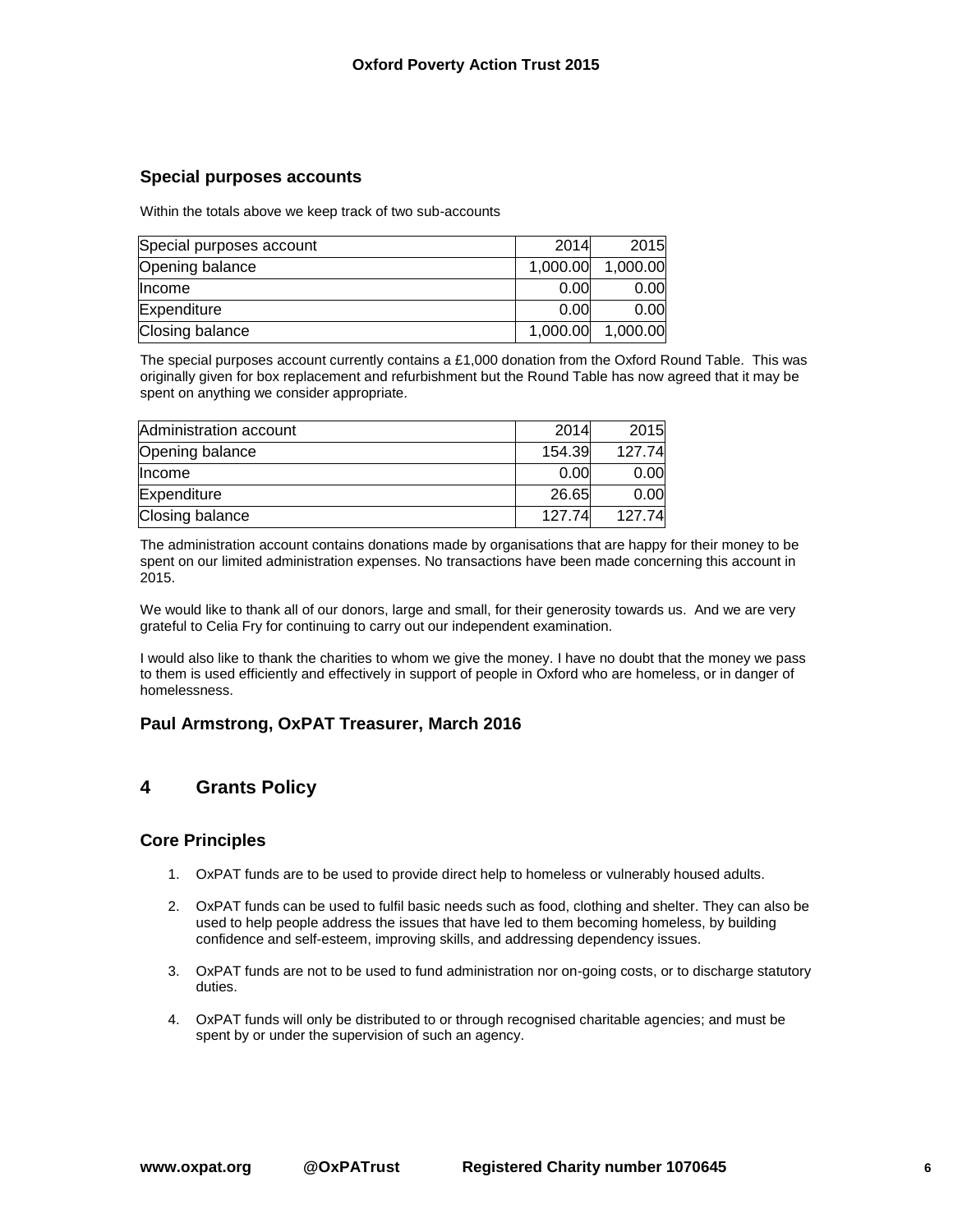### Special purposes accounts

Within the totals above we keep track of two sub-accounts

| Special purposes account | 2014 | 2015 |
|---|---|---|
| Opening balance | 1,000.00 | 1,000.00 |
| Income | 0.00 | 0.00 |
| Expenditure | 0.00 | 0.00 |
| Closing balance | 1,000.00 | 1,000.00 |

The special purposes account currently contains a £1,000 donation from the Oxford Round Table. This was originally given for box replacement and refurbishment but the Round Table has now agreed that it may be spent on anything we consider appropriate.

| Administration account | 2014 | 2015 |
|---|---|---|
| Opening balance | 154.39 | 127.74 |
| Income | 0.00 | 0.00 |
| Expenditure | 26.65 | 0.00 |
| Closing balance | 127.74 | 127.74 |

The administration account contains donations made by organisations that are happy for their money to be spent on our limited administration expenses. No transactions have been made concerning this account in 2015.

We would like to thank all of our donors, large and small, for their generosity towards us. And we are very grateful to Celia Fry for continuing to carry out our independent examination.

I would also like to thank the charities to whom we give the money. I have no doubt that the money we pass to them is used efficiently and effectively in support of people in Oxford who are homeless, or in danger of homelessness.

**Paul Armstrong, OxPAT Treasurer, March 2016**

## 4 Grants Policy

### Core Principles

1. OxPAT funds are to be used to provide direct help to homeless or vulnerably housed adults.

2. OxPAT funds can be used to fulfil basic needs such as food, clothing and shelter. They can also be used to help people address the issues that have led to them becoming homeless, by building confidence and self-esteem, improving skills, and addressing dependency issues.

3. OxPAT funds are not to be used to fund administration nor on-going costs, or to discharge statutory duties.

4. OxPAT funds will only be distributed to or through recognised charitable agencies; and must be spent by or under the supervision of such an agency.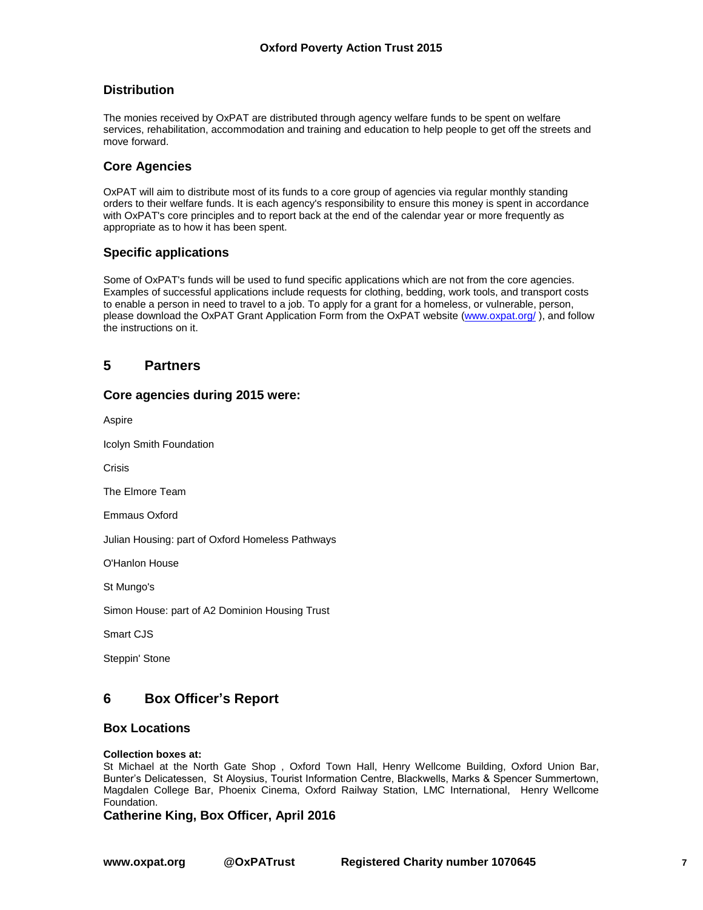### Distribution

The monies received by OxPAT are distributed through agency welfare funds to be spent on welfare services, rehabilitation, accommodation and training and education to help people to get off the streets and move forward.

### Core Agencies

OxPAT will aim to distribute most of its funds to a core group of agencies via regular monthly standing orders to their welfare funds. It is each agency's responsibility to ensure this money is spent in accordance with OxPAT's core principles and to report back at the end of the calendar year or more frequently as appropriate as to how it has been spent.

### Specific applications

Some of OxPAT's funds will be used to fund specific applications which are not from the core agencies. Examples of successful applications include requests for clothing, bedding, work tools, and transport costs to enable a person in need to travel to a job. To apply for a grant for a homeless, or vulnerable, person, please download the OxPAT Grant Application Form from the OxPAT website (www.oxpat.org/ ), and follow the instructions on it.

## 5 Partners

### Core agencies during 2015 were:

Aspire

Icolyn Smith Foundation

Crisis

The Elmore Team

Emmaus Oxford

Julian Housing: part of Oxford Homeless Pathways

O'Hanlon House

St Mungo's

Simon House: part of A2 Dominion Housing Trust

Smart CJS

Steppin' Stone

## 6 Box Officer's Report

### Box Locations

**Collection boxes at:**
St Michael at the North Gate Shop , Oxford Town Hall, Henry Wellcome Building, Oxford Union Bar, Bunter's Delicatessen, St Aloysius, Tourist Information Centre, Blackwells, Marks & Spencer Summertown, Magdalen College Bar, Phoenix Cinema, Oxford Railway Station, LMC International, Henry Wellcome Foundation.

**Catherine King, Box Officer, April 2016**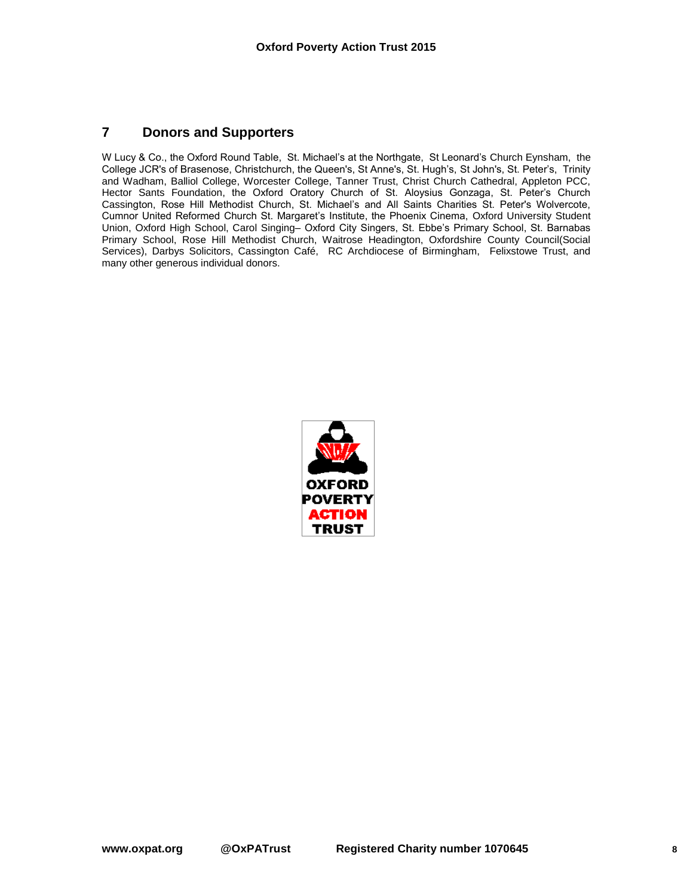## 7 Donors and Supporters

W Lucy & Co., the Oxford Round Table, St. Michael's at the Northgate, St Leonard's Church Eynsham, the College JCR's of Brasenose, Christchurch, the Queen's, St Anne's, St. Hugh's, St John's, St. Peter's, Trinity and Wadham, Balliol College, Worcester College, Tanner Trust, Christ Church Cathedral, Appleton PCC, Hector Sants Foundation, the Oxford Oratory Church of St. Aloysius Gonzaga, St. Peter's Church Cassington, Rose Hill Methodist Church, St. Michael's and All Saints Charities St. Peter's Wolvercote, Cumnor United Reformed Church St. Margaret's Institute, the Phoenix Cinema, Oxford University Student Union, Oxford High School, Carol Singing– Oxford City Singers, St. Ebbe's Primary School, St. Barnabas Primary School, Rose Hill Methodist Church, Waitrose Headington, Oxfordshire County Council(Social Services), Darbys Solicitors, Cassington Café, RC Archdiocese of Birmingham, Felixstowe Trust, and many other generous individual donors.

OXFORD POVERTY ACTION TRUST